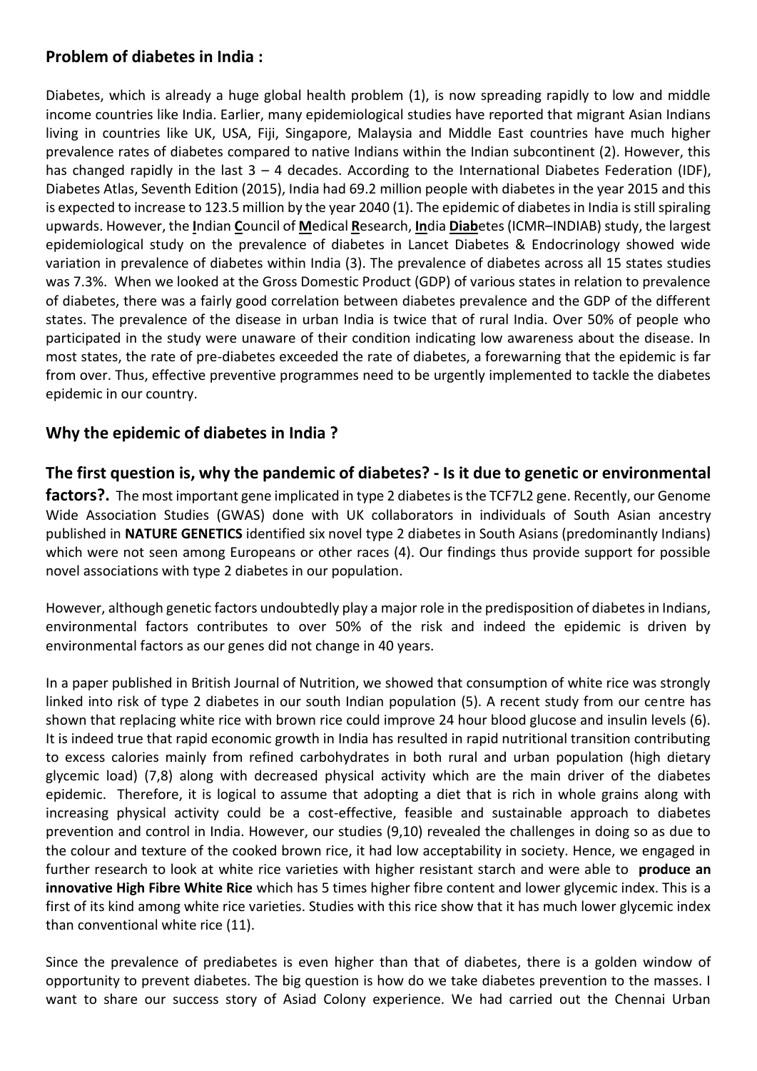## Problem of diabetes in India :

Diabetes, which is already a huge global health problem (1), is now spreading rapidly to low and middle income countries like India. Earlier, many epidemiological studies have reported that migrant Asian Indians living in countries like UK, USA, Fiji, Singapore, Malaysia and Middle East countries have much higher prevalence rates of diabetes compared to native Indians within the Indian subcontinent (2). However, this has changed rapidly in the last 3 – 4 decades. According to the International Diabetes Federation (IDF), Diabetes Atlas, Seventh Edition (2015), India had 69.2 million people with diabetes in the year 2015 and this is expected to increase to 123.5 million by the year 2040 (1). The epidemic of diabetes in India is still spiraling upwards. However, the **I**ndian **C**ouncil of **M**edical **R**esearch, **In**dia **Diab**etes (ICMR–INDIAB) study, the largest epidemiological study on the prevalence of diabetes in Lancet Diabetes & Endocrinology showed wide variation in prevalence of diabetes within India (3). The prevalence of diabetes across all 15 states studies was 7.3%. When we looked at the Gross Domestic Product (GDP) of various states in relation to prevalence of diabetes, there was a fairly good correlation between diabetes prevalence and the GDP of the different states. The prevalence of the disease in urban India is twice that of rural India. Over 50% of people who participated in the study were unaware of their condition indicating low awareness about the disease. In most states, the rate of pre-diabetes exceeded the rate of diabetes, a forewarning that the epidemic is far from over. Thus, effective preventive programmes need to be urgently implemented to tackle the diabetes epidemic in our country.

## Why the epidemic of diabetes in India ?

**The first question is, why the pandemic of diabetes? - Is it due to genetic or environmental factors?.** The most important gene implicated in type 2 diabetes is the TCF7L2 gene. Recently, our Genome Wide Association Studies (GWAS) done with UK collaborators in individuals of South Asian ancestry published in **NATURE GENETICS** identified six novel type 2 diabetes in South Asians (predominantly Indians) which were not seen among Europeans or other races (4). Our findings thus provide support for possible novel associations with type 2 diabetes in our population.

However, although genetic factors undoubtedly play a major role in the predisposition of diabetes in Indians, environmental factors contributes to over 50% of the risk and indeed the epidemic is driven by environmental factors as our genes did not change in 40 years.

In a paper published in British Journal of Nutrition, we showed that consumption of white rice was strongly linked into risk of type 2 diabetes in our south Indian population (5). A recent study from our centre has shown that replacing white rice with brown rice could improve 24 hour blood glucose and insulin levels (6). It is indeed true that rapid economic growth in India has resulted in rapid nutritional transition contributing to excess calories mainly from refined carbohydrates in both rural and urban population (high dietary glycemic load) (7,8) along with decreased physical activity which are the main driver of the diabetes epidemic. Therefore, it is logical to assume that adopting a diet that is rich in whole grains along with increasing physical activity could be a cost-effective, feasible and sustainable approach to diabetes prevention and control in India. However, our studies (9,10) revealed the challenges in doing so as due to the colour and texture of the cooked brown rice, it had low acceptability in society. Hence, we engaged in further research to look at white rice varieties with higher resistant starch and were able to **produce an innovative High Fibre White Rice** which has 5 times higher fibre content and lower glycemic index. This is a first of its kind among white rice varieties. Studies with this rice show that it has much lower glycemic index than conventional white rice (11).

Since the prevalence of prediabetes is even higher than that of diabetes, there is a golden window of opportunity to prevent diabetes. The big question is how do we take diabetes prevention to the masses. I want to share our success story of Asiad Colony experience. We had carried out the Chennai Urban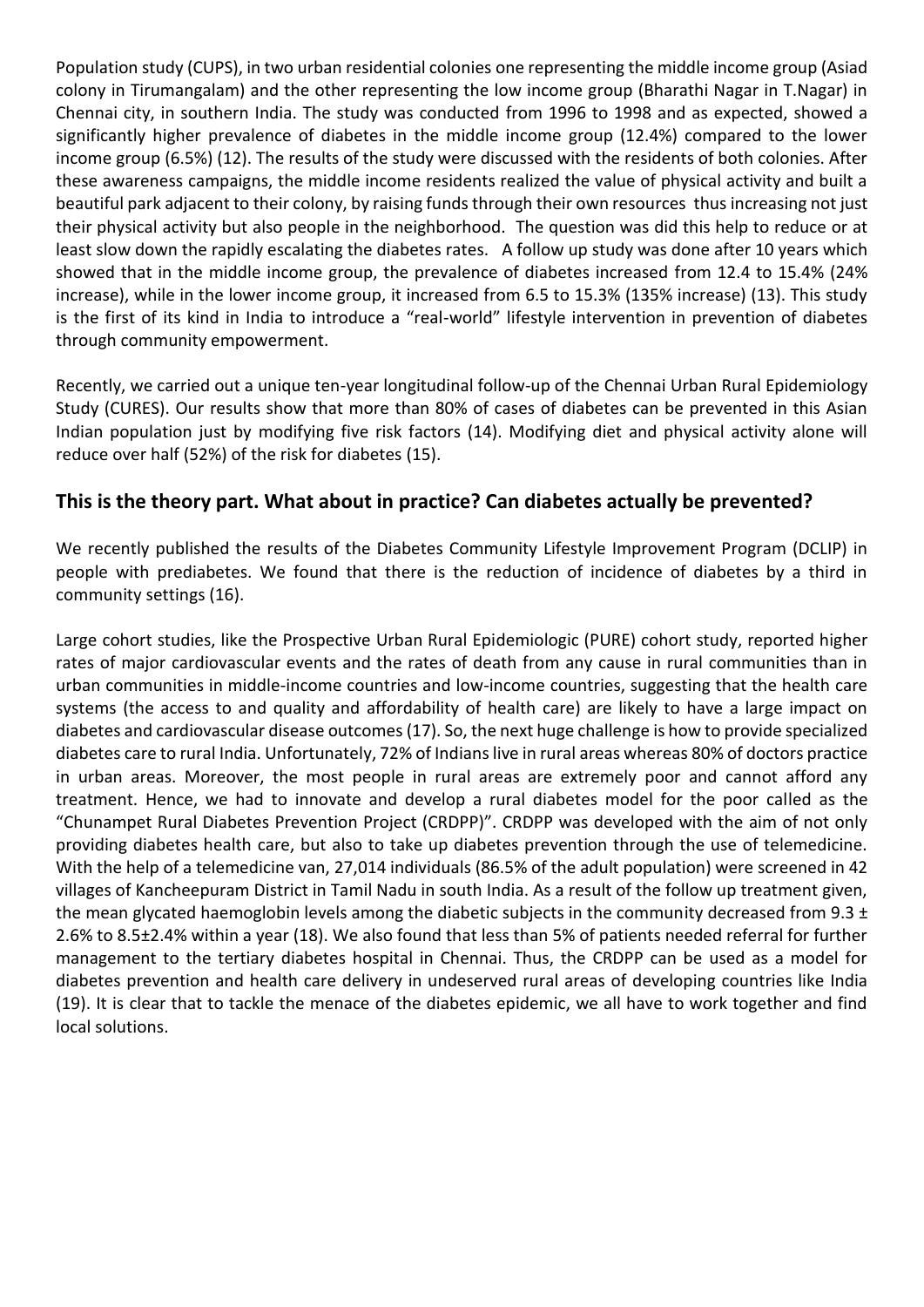Population study (CUPS), in two urban residential colonies one representing the middle income group (Asiad colony in Tirumangalam) and the other representing the low income group (Bharathi Nagar in T.Nagar) in Chennai city, in southern India. The study was conducted from 1996 to 1998 and as expected, showed a significantly higher prevalence of diabetes in the middle income group (12.4%) compared to the lower income group (6.5%) (12). The results of the study were discussed with the residents of both colonies. After these awareness campaigns, the middle income residents realized the value of physical activity and built a beautiful park adjacent to their colony, by raising funds through their own resources thus increasing not just their physical activity but also people in the neighborhood. The question was did this help to reduce or at least slow down the rapidly escalating the diabetes rates. A follow up study was done after 10 years which showed that in the middle income group, the prevalence of diabetes increased from 12.4 to 15.4% (24% increase), while in the lower income group, it increased from 6.5 to 15.3% (135% increase) (13). This study is the first of its kind in India to introduce a "real-world" lifestyle intervention in prevention of diabetes through community empowerment.

Recently, we carried out a unique ten-year longitudinal follow-up of the Chennai Urban Rural Epidemiology Study (CURES). Our results show that more than 80% of cases of diabetes can be prevented in this Asian Indian population just by modifying five risk factors (14). Modifying diet and physical activity alone will reduce over half (52%) of the risk for diabetes (15).

## This is the theory part. What about in practice? Can diabetes actually be prevented?

We recently published the results of the Diabetes Community Lifestyle Improvement Program (DCLIP) in people with prediabetes. We found that there is the reduction of incidence of diabetes by a third in community settings (16).

Large cohort studies, like the Prospective Urban Rural Epidemiologic (PURE) cohort study, reported higher rates of major cardiovascular events and the rates of death from any cause in rural communities than in urban communities in middle-income countries and low-income countries, suggesting that the health care systems (the access to and quality and affordability of health care) are likely to have a large impact on diabetes and cardiovascular disease outcomes (17). So, the next huge challenge is how to provide specialized diabetes care to rural India. Unfortunately, 72% of Indians live in rural areas whereas 80% of doctors practice in urban areas. Moreover, the most people in rural areas are extremely poor and cannot afford any treatment. Hence, we had to innovate and develop a rural diabetes model for the poor called as the "Chunampet Rural Diabetes Prevention Project (CRDPP)". CRDPP was developed with the aim of not only providing diabetes health care, but also to take up diabetes prevention through the use of telemedicine. With the help of a telemedicine van, 27,014 individuals (86.5% of the adult population) were screened in 42 villages of Kancheepuram District in Tamil Nadu in south India. As a result of the follow up treatment given, the mean glycated haemoglobin levels among the diabetic subjects in the community decreased from $9.3 \pm 2.6\%$ to $8.5 \pm 2.4\%$ within a year (18). We also found that less than 5% of patients needed referral for further management to the tertiary diabetes hospital in Chennai. Thus, the CRDPP can be used as a model for diabetes prevention and health care delivery in undeserved rural areas of developing countries like India (19). It is clear that to tackle the menace of the diabetes epidemic, we all have to work together and find local solutions.